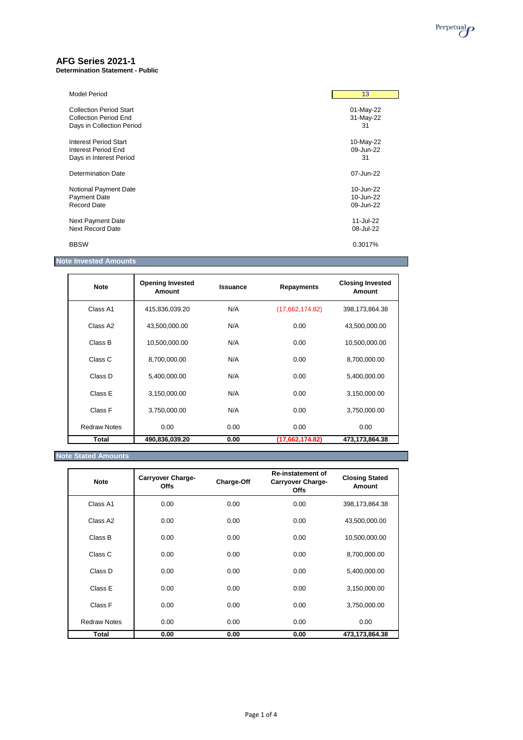# AFG Series 2021-1

**Determination Statement - Public**

| | |
|---|---|
| Model Period | 13 |
| Collection Period Start | 01-May-22 |
| Collection Period End | 31-May-22 |
| Days in Collection Period | 31 |
| Interest Period Start | 10-May-22 |
| Interest Period End | 09-Jun-22 |
| Days in Interest Period | 31 |
| Determination Date | 07-Jun-22 |
| Notional Payment Date | 10-Jun-22 |
| Payment Date | 10-Jun-22 |
| Record Date | 09-Jun-22 |
| Next Payment Date | 11-Jul-22 |
| Next Record Date | 08-Jul-22 |
| BBSW | 0.3017% |

## Note Invested Amounts

| Note | Opening Invested Amount | Issuance | Repayments | Closing Invested Amount |
|---|---|---|---|---|
| Class A1 | 415,836,039.20 | N/A | (17,662,174.82) | 398,173,864.38 |
| Class A2 | 43,500,000.00 | N/A | 0.00 | 43,500,000.00 |
| Class B | 10,500,000.00 | N/A | 0.00 | 10,500,000.00 |
| Class C | 8,700,000.00 | N/A | 0.00 | 8,700,000.00 |
| Class D | 5,400,000.00 | N/A | 0.00 | 5,400,000.00 |
| Class E | 3,150,000.00 | N/A | 0.00 | 3,150,000.00 |
| Class F | 3,750,000.00 | N/A | 0.00 | 3,750,000.00 |
| Redraw Notes | 0.00 | 0.00 | 0.00 | 0.00 |
| **Total** | **490,836,039.20** | **0.00** | **(17,662,174.82)** | **473,173,864.38** |

## Note Stated Amounts

| Note | Carryover Charge-Offs | Charge-Off | Re-instatement of Carryover Charge-Offs | Closing Stated Amount |
|---|---|---|---|---|
| Class A1 | 0.00 | 0.00 | 0.00 | 398,173,864.38 |
| Class A2 | 0.00 | 0.00 | 0.00 | 43,500,000.00 |
| Class B | 0.00 | 0.00 | 0.00 | 10,500,000.00 |
| Class C | 0.00 | 0.00 | 0.00 | 8,700,000.00 |
| Class D | 0.00 | 0.00 | 0.00 | 5,400,000.00 |
| Class E | 0.00 | 0.00 | 0.00 | 3,150,000.00 |
| Class F | 0.00 | 0.00 | 0.00 | 3,750,000.00 |
| Redraw Notes | 0.00 | 0.00 | 0.00 | 0.00 |
| **Total** | **0.00** | **0.00** | **0.00** | **473,173,864.38** |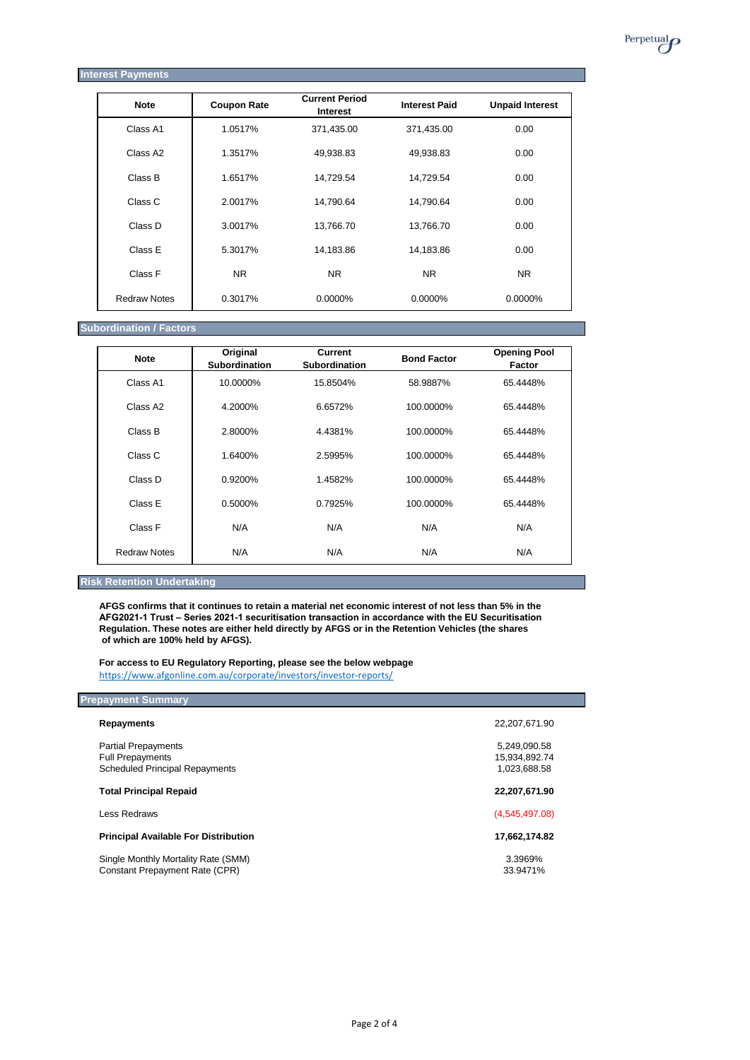## Interest Payments

| Note | Coupon Rate | Current Period Interest | Interest Paid | Unpaid Interest |
|---|---|---|---|---|
| Class A1 | 1.0517% | 371,435.00 | 371,435.00 | 0.00 |
| Class A2 | 1.3517% | 49,938.83 | 49,938.83 | 0.00 |
| Class B | 1.6517% | 14,729.54 | 14,729.54 | 0.00 |
| Class C | 2.0017% | 14,790.64 | 14,790.64 | 0.00 |
| Class D | 3.0017% | 13,766.70 | 13,766.70 | 0.00 |
| Class E | 5.3017% | 14,183.86 | 14,183.86 | 0.00 |
| Class F | NR | NR | NR | NR |
| Redraw Notes | 0.3017% | 0.0000% | 0.0000% | 0.0000% |

## Subordination / Factors

| Note | Original Subordination | Current Subordination | Bond Factor | Opening Pool Factor |
|---|---|---|---|---|
| Class A1 | 10.0000% | 15.8504% | 58.9887% | 65.4448% |
| Class A2 | 4.2000% | 6.6572% | 100.0000% | 65.4448% |
| Class B | 2.8000% | 4.4381% | 100.0000% | 65.4448% |
| Class C | 1.6400% | 2.5995% | 100.0000% | 65.4448% |
| Class D | 0.9200% | 1.4582% | 100.0000% | 65.4448% |
| Class E | 0.5000% | 0.7925% | 100.0000% | 65.4448% |
| Class F | N/A | N/A | N/A | N/A |
| Redraw Notes | N/A | N/A | N/A | N/A |

## Risk Retention Undertaking

**AFGS confirms that it continues to retain a material net economic interest of not less than 5% in the AFG2021-1 Trust – Series 2021-1 securitisation transaction in accordance with the EU Securitisation Regulation. These notes are either held directly by AFGS or in the Retention Vehicles (the shares of which are 100% held by AFGS).**

**For access to EU Regulatory Reporting, please see the below webpage**
https://www.afgonline.com.au/corporate/investors/investor-reports/

## Prepayment Summary

| | |
|---|---|
| **Repayments** | 22,207,671.90 |
| Partial Prepayments | 5,249,090.58 |
| Full Prepayments | 15,934,892.74 |
| Scheduled Principal Repayments | 1,023,688.58 |
| **Total Principal Repaid** | **22,207,671.90** |
| Less Redraws | (4,545,497.08) |
| **Principal Available For Distribution** | **17,662,174.82** |
| Single Monthly Mortality Rate (SMM) | 3.3969% |
| Constant Prepayment Rate (CPR) | 33.9471% |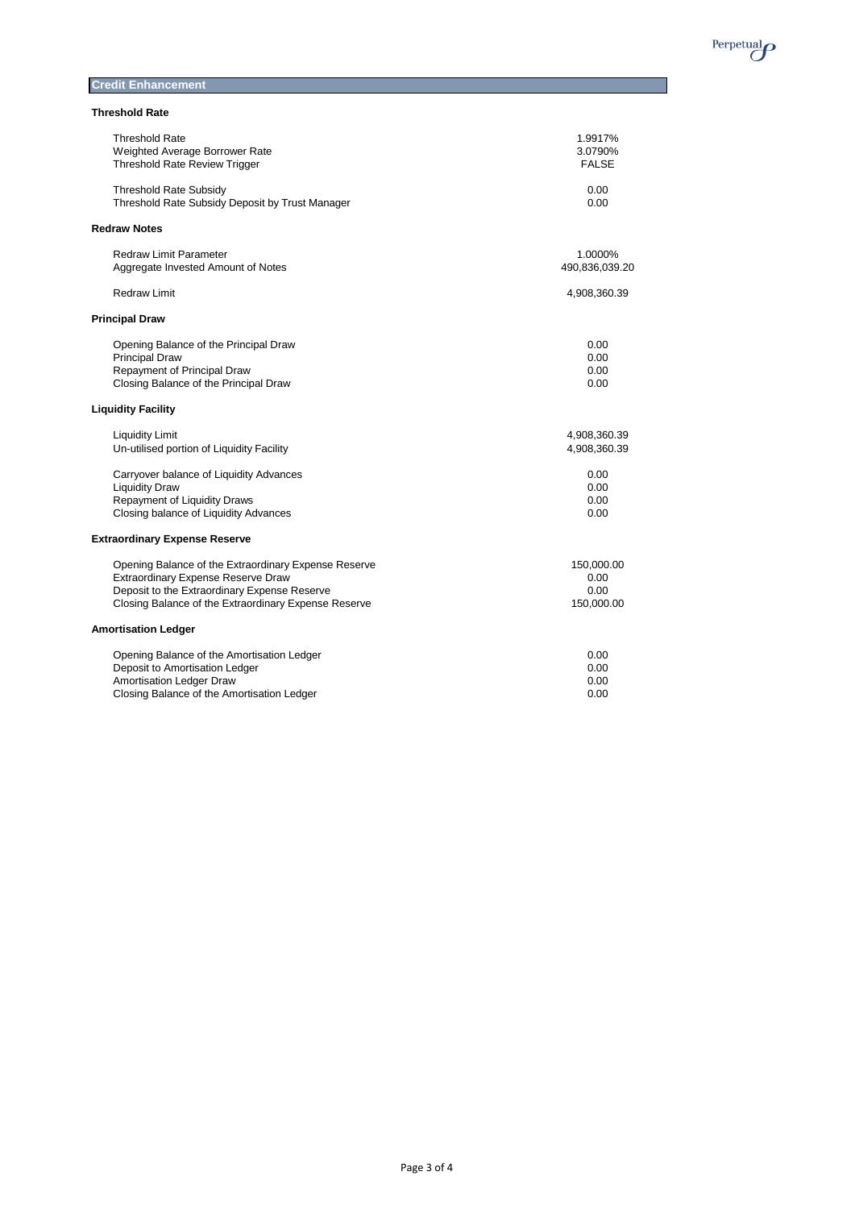## Credit Enhancement

### Threshold Rate

| | |
|---|---|
| Threshold Rate | 1.9917% |
| Weighted Average Borrower Rate | 3.0790% |
| Threshold Rate Review Trigger | FALSE |
| Threshold Rate Subsidy | 0.00 |
| Threshold Rate Subsidy Deposit by Trust Manager | 0.00 |

### Redraw Notes

| | |
|---|---|
| Redraw Limit Parameter | 1.0000% |
| Aggregate Invested Amount of Notes | 490,836,039.20 |
| Redraw Limit | 4,908,360.39 |

### Principal Draw

| | |
|---|---|
| Opening Balance of the Principal Draw | 0.00 |
| Principal Draw | 0.00 |
| Repayment of Principal Draw | 0.00 |
| Closing Balance of the Principal Draw | 0.00 |

### Liquidity Facility

| | |
|---|---|
| Liquidity Limit | 4,908,360.39 |
| Un-utilised portion of Liquidity Facility | 4,908,360.39 |
| Carryover balance of Liquidity Advances | 0.00 |
| Liquidity Draw | 0.00 |
| Repayment of Liquidity Draws | 0.00 |
| Closing balance of Liquidity Advances | 0.00 |

### Extraordinary Expense Reserve

| | |
|---|---|
| Opening Balance of the Extraordinary Expense Reserve | 150,000.00 |
| Extraordinary Expense Reserve Draw | 0.00 |
| Deposit to the Extraordinary Expense Reserve | 0.00 |
| Closing Balance of the Extraordinary Expense Reserve | 150,000.00 |

### Amortisation Ledger

| | |
|---|---|
| Opening Balance of the Amortisation Ledger | 0.00 |
| Deposit to Amortisation Ledger | 0.00 |
| Amortisation Ledger Draw | 0.00 |
| Closing Balance of the Amortisation Ledger | 0.00 |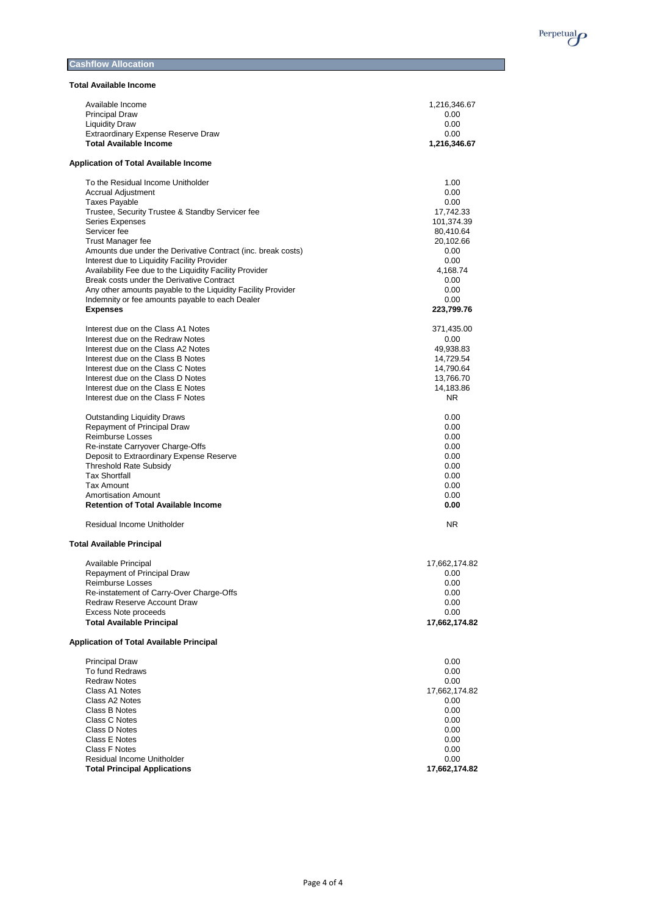## Cashflow Allocation

### Total Available Income

| | |
|---|---|
| Available Income | 1,216,346.67 |
| Principal Draw | 0.00 |
| Liquidity Draw | 0.00 |
| Extraordinary Expense Reserve Draw | 0.00 |
| **Total Available Income** | **1,216,346.67** |

### Application of Total Available Income

| | |
|---|---|
| To the Residual Income Unitholder | 1.00 |
| Accrual Adjustment | 0.00 |
| Taxes Payable | 0.00 |
| Trustee, Security Trustee & Standby Servicer fee | 17,742.33 |
| Series Expenses | 101,374.39 |
| Servicer fee | 80,410.64 |
| Trust Manager fee | 20,102.66 |
| Amounts due under the Derivative Contract (inc. break costs) | 0.00 |
| Interest due to Liquidity Facility Provider | 0.00 |
| Availability Fee due to the Liquidity Facility Provider | 4,168.74 |
| Break costs under the Derivative Contract | 0.00 |
| Any other amounts payable to the Liquidity Facility Provider | 0.00 |
| Indemnity or fee amounts payable to each Dealer | 0.00 |
| **Expenses** | **223,799.76** |
| | |
| Interest due on the Class A1 Notes | 371,435.00 |
| Interest due on the Redraw Notes | 0.00 |
| Interest due on the Class A2 Notes | 49,938.83 |
| Interest due on the Class B Notes | 14,729.54 |
| Interest due on the Class C Notes | 14,790.64 |
| Interest due on the Class D Notes | 13,766.70 |
| Interest due on the Class E Notes | 14,183.86 |
| Interest due on the Class F Notes | NR |
| | |
| Outstanding Liquidity Draws | 0.00 |
| Repayment of Principal Draw | 0.00 |
| Reimburse Losses | 0.00 |
| Re-instate Carryover Charge-Offs | 0.00 |
| Deposit to Extraordinary Expense Reserve | 0.00 |
| Threshold Rate Subsidy | 0.00 |
| Tax Shortfall | 0.00 |
| Tax Amount | 0.00 |
| Amortisation Amount | 0.00 |
| **Retention of Total Available Income** | **0.00** |
| | |
| Residual Income Unitholder | NR |

### Total Available Principal

| | |
|---|---|
| Available Principal | 17,662,174.82 |
| Repayment of Principal Draw | 0.00 |
| Reimburse Losses | 0.00 |
| Re-instatement of Carry-Over Charge-Offs | 0.00 |
| Redraw Reserve Account Draw | 0.00 |
| Excess Note proceeds | 0.00 |
| **Total Available Principal** | **17,662,174.82** |

### Application of Total Available Principal

| | |
|---|---|
| Principal Draw | 0.00 |
| To fund Redraws | 0.00 |
| Redraw Notes | 0.00 |
| Class A1 Notes | 17,662,174.82 |
| Class A2 Notes | 0.00 |
| Class B Notes | 0.00 |
| Class C Notes | 0.00 |
| Class D Notes | 0.00 |
| Class E Notes | 0.00 |
| Class F Notes | 0.00 |
| Residual Income Unitholder | 0.00 |
| **Total Principal Applications** | **17,662,174.82** |